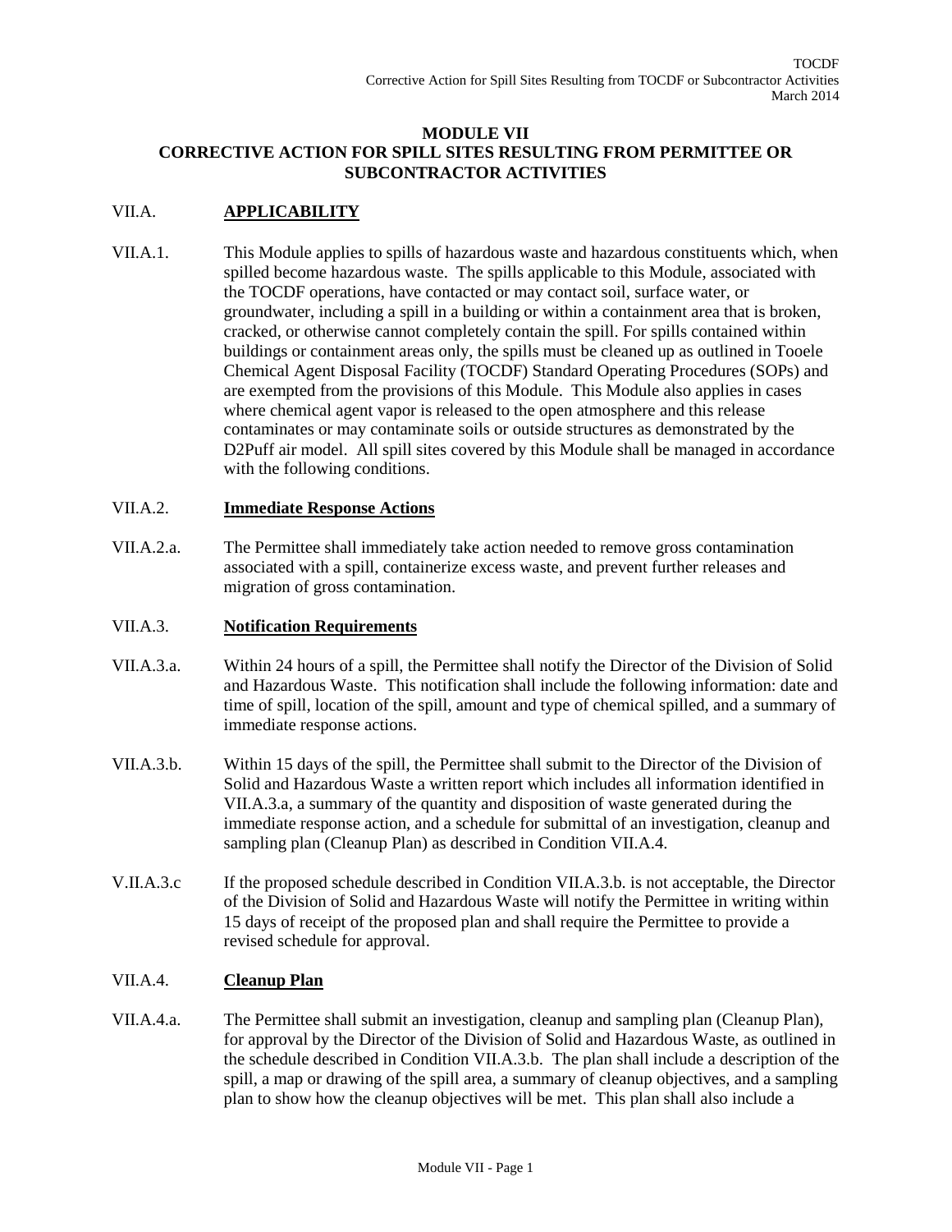# MODULE VII
# CORRECTIVE ACTION FOR SPILL SITES RESULTING FROM PERMITTEE OR SUBCONTRACTOR ACTIVITIES

## VII.A. APPLICABILITY

VII.A.1. This Module applies to spills of hazardous waste and hazardous constituents which, when spilled become hazardous waste. The spills applicable to this Module, associated with the TOCDF operations, have contacted or may contact soil, surface water, or groundwater, including a spill in a building or within a containment area that is broken, cracked, or otherwise cannot completely contain the spill. For spills contained within buildings or containment areas only, the spills must be cleaned up as outlined in Tooele Chemical Agent Disposal Facility (TOCDF) Standard Operating Procedures (SOPs) and are exempted from the provisions of this Module. This Module also applies in cases where chemical agent vapor is released to the open atmosphere and this release contaminates or may contaminate soils or outside structures as demonstrated by the D2Puff air model. All spill sites covered by this Module shall be managed in accordance with the following conditions.

### VII.A.2. Immediate Response Actions

VII.A.2.a. The Permittee shall immediately take action needed to remove gross contamination associated with a spill, containerize excess waste, and prevent further releases and migration of gross contamination.

### VII.A.3. Notification Requirements

VII.A.3.a. Within 24 hours of a spill, the Permittee shall notify the Director of the Division of Solid and Hazardous Waste. This notification shall include the following information: date and time of spill, location of the spill, amount and type of chemical spilled, and a summary of immediate response actions.

VII.A.3.b. Within 15 days of the spill, the Permittee shall submit to the Director of the Division of Solid and Hazardous Waste a written report which includes all information identified in VII.A.3.a, a summary of the quantity and disposition of waste generated during the immediate response action, and a schedule for submittal of an investigation, cleanup and sampling plan (Cleanup Plan) as described in Condition VII.A.4.

V.II.A.3.c If the proposed schedule described in Condition VII.A.3.b. is not acceptable, the Director of the Division of Solid and Hazardous Waste will notify the Permittee in writing within 15 days of receipt of the proposed plan and shall require the Permittee to provide a revised schedule for approval.

### VII.A.4. Cleanup Plan

VII.A.4.a. The Permittee shall submit an investigation, cleanup and sampling plan (Cleanup Plan), for approval by the Director of the Division of Solid and Hazardous Waste, as outlined in the schedule described in Condition VII.A.3.b. The plan shall include a description of the spill, a map or drawing of the spill area, a summary of cleanup objectives, and a sampling plan to show how the cleanup objectives will be met. This plan shall also include a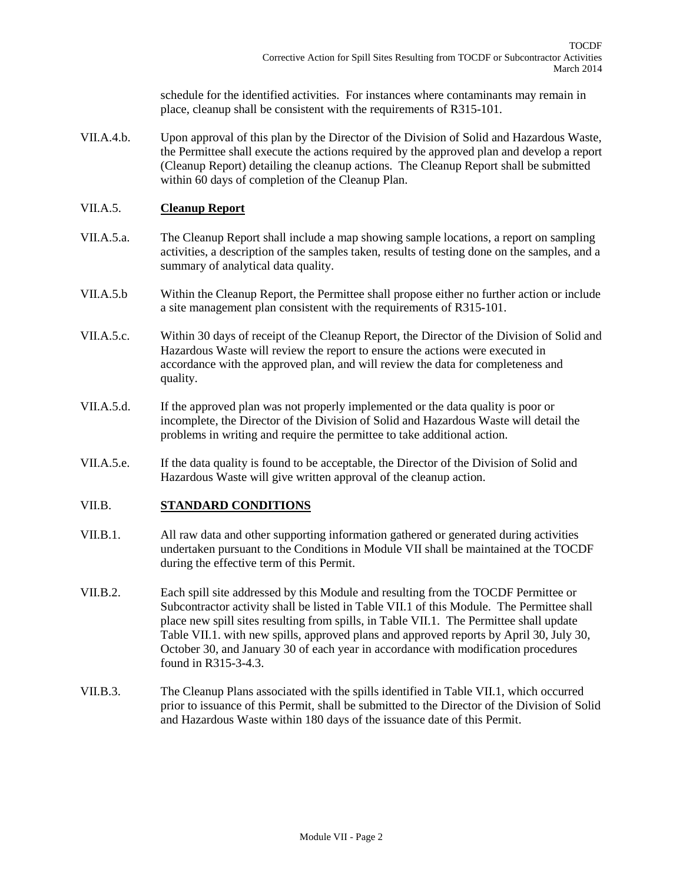schedule for the identified activities. For instances where contaminants may remain in place, cleanup shall be consistent with the requirements of R315-101.

VII.A.4.b. Upon approval of this plan by the Director of the Division of Solid and Hazardous Waste, the Permittee shall execute the actions required by the approved plan and develop a report (Cleanup Report) detailing the cleanup actions. The Cleanup Report shall be submitted within 60 days of completion of the Cleanup Plan.

VII.A.5. **Cleanup Report**

VII.A.5.a. The Cleanup Report shall include a map showing sample locations, a report on sampling activities, a description of the samples taken, results of testing done on the samples, and a summary of analytical data quality.

VII.A.5.b Within the Cleanup Report, the Permittee shall propose either no further action or include a site management plan consistent with the requirements of R315-101.

VII.A.5.c. Within 30 days of receipt of the Cleanup Report, the Director of the Division of Solid and Hazardous Waste will review the report to ensure the actions were executed in accordance with the approved plan, and will review the data for completeness and quality.

VII.A.5.d. If the approved plan was not properly implemented or the data quality is poor or incomplete, the Director of the Division of Solid and Hazardous Waste will detail the problems in writing and require the permittee to take additional action.

VII.A.5.e. If the data quality is found to be acceptable, the Director of the Division of Solid and Hazardous Waste will give written approval of the cleanup action.

VII.B. **STANDARD CONDITIONS**

VII.B.1. All raw data and other supporting information gathered or generated during activities undertaken pursuant to the Conditions in Module VII shall be maintained at the TOCDF during the effective term of this Permit.

VII.B.2. Each spill site addressed by this Module and resulting from the TOCDF Permittee or Subcontractor activity shall be listed in Table VII.1 of this Module. The Permittee shall place new spill sites resulting from spills, in Table VII.1. The Permittee shall update Table VII.1. with new spills, approved plans and approved reports by April 30, July 30, October 30, and January 30 of each year in accordance with modification procedures found in R315-3-4.3.

VII.B.3. The Cleanup Plans associated with the spills identified in Table VII.1, which occurred prior to issuance of this Permit, shall be submitted to the Director of the Division of Solid and Hazardous Waste within 180 days of the issuance date of this Permit.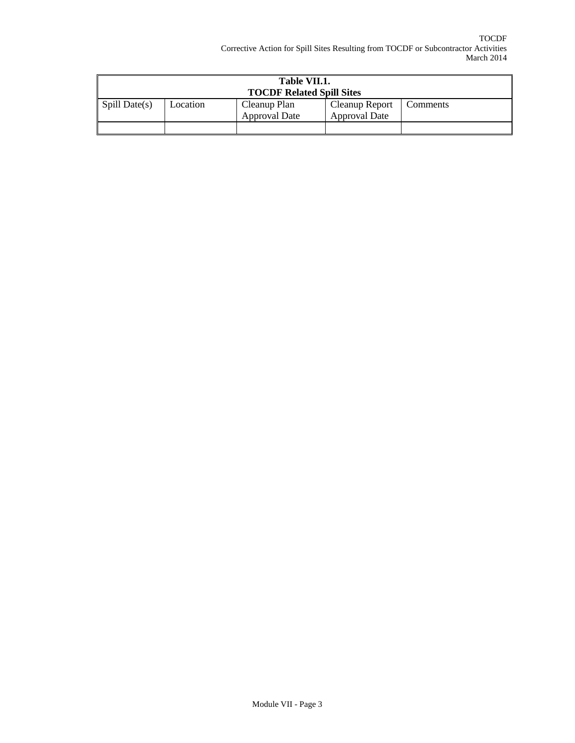**Table VII.1.**
**TOCDF Related Spill Sites**

| Spill Date(s) | Location | Cleanup Plan Approval Date | Cleanup Report Approval Date | Comments |
|---|---|---|---|---|
| | | | | |